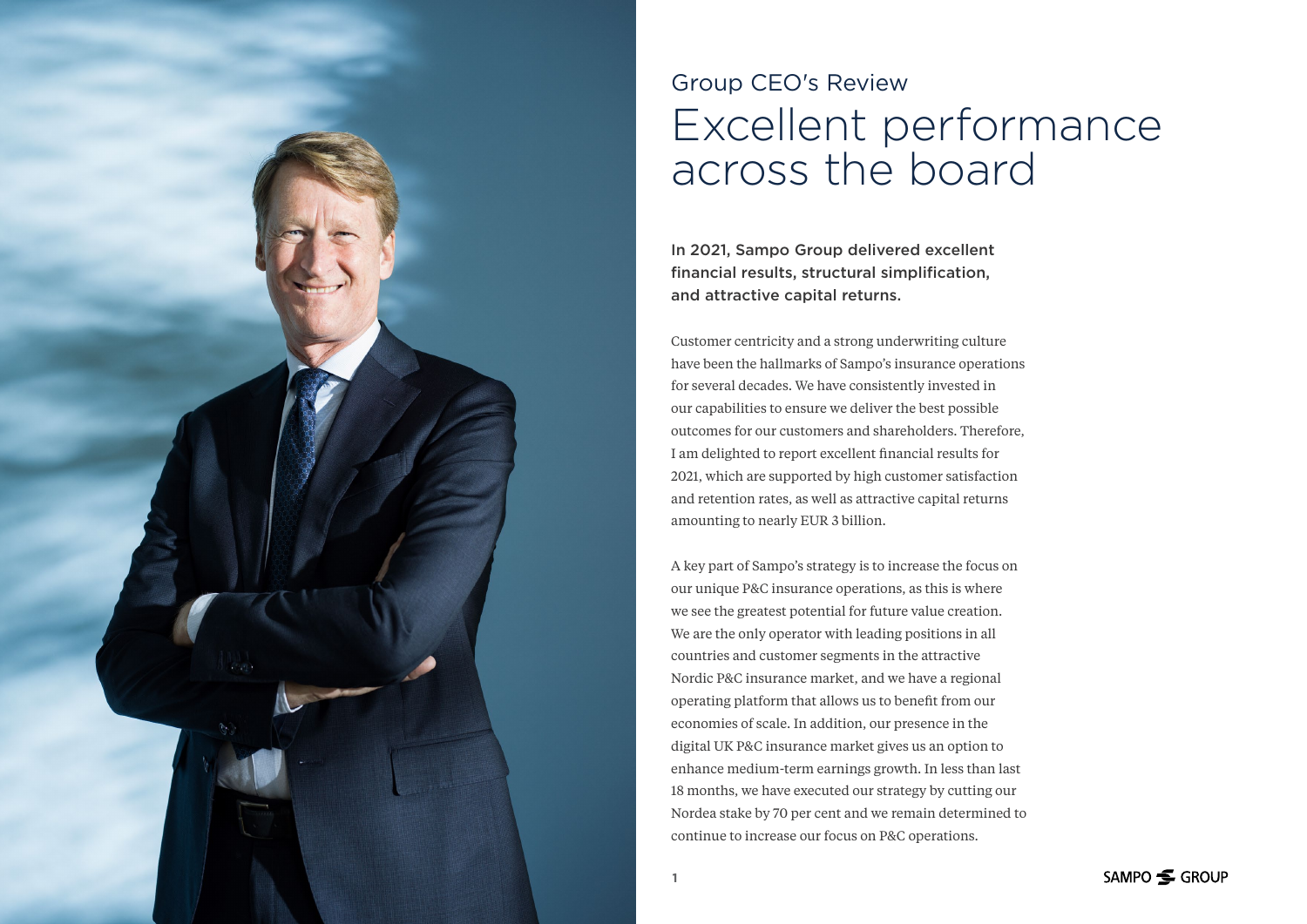Group CEO's Review

# Excellent performance across the board

**In 2021, Sampo Group delivered excellent financial results, structural simplification, and attractive capital returns.**

Customer centricity and a strong underwriting culture have been the hallmarks of Sampo's insurance operations for several decades. We have consistently invested in our capabilities to ensure we deliver the best possible outcomes for our customers and shareholders. Therefore, I am delighted to report excellent financial results for 2021, which are supported by high customer satisfaction and retention rates, as well as attractive capital returns amounting to nearly EUR 3 billion.

A key part of Sampo's strategy is to increase the focus on our unique P&C insurance operations, as this is where we see the greatest potential for future value creation. We are the only operator with leading positions in all countries and customer segments in the attractive Nordic P&C insurance market, and we have a regional operating platform that allows us to benefit from our economies of scale. In addition, our presence in the digital UK P&C insurance market gives us an option to enhance medium-term earnings growth. In less than last 18 months, we have executed our strategy by cutting our Nordea stake by 70 per cent and we remain determined to continue to increase our focus on P&C operations.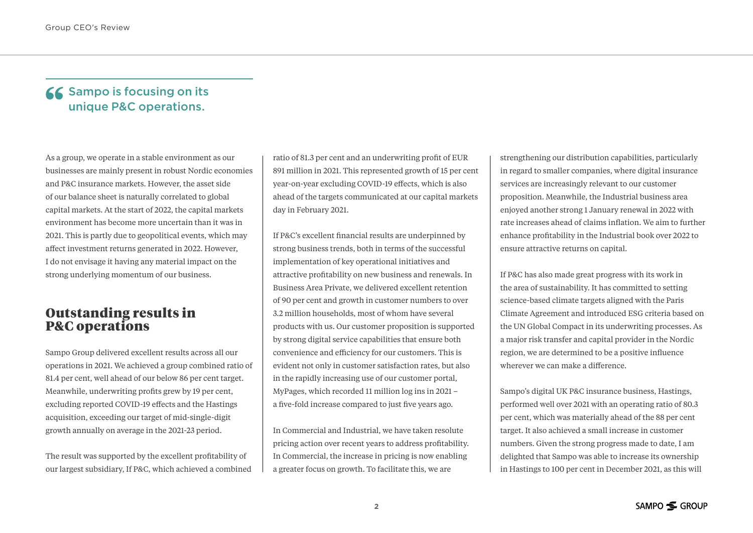> Sampo is focusing on its unique P&C operations.

As a group, we operate in a stable environment as our businesses are mainly present in robust Nordic economies and P&C insurance markets. However, the asset side of our balance sheet is naturally correlated to global capital markets. At the start of 2022, the capital markets environment has become more uncertain than it was in 2021. This is partly due to geopolitical events, which may affect investment returns generated in 2022. However, I do not envisage it having any material impact on the strong underlying momentum of our business.

## Outstanding results in P&C operations

Sampo Group delivered excellent results across all our operations in 2021. We achieved a group combined ratio of 81.4 per cent, well ahead of our below 86 per cent target. Meanwhile, underwriting profits grew by 19 per cent, excluding reported COVID-19 effects and the Hastings acquisition, exceeding our target of mid-single-digit growth annually on average in the 2021-23 period.

The result was supported by the excellent profitability of our largest subsidiary, If P&C, which achieved a combined ratio of 81.3 per cent and an underwriting profit of EUR 891 million in 2021. This represented growth of 15 per cent year-on-year excluding COVID-19 effects, which is also ahead of the targets communicated at our capital markets day in February 2021.

If P&C's excellent financial results are underpinned by strong business trends, both in terms of the successful implementation of key operational initiatives and attractive profitability on new business and renewals. In Business Area Private, we delivered excellent retention of 90 per cent and growth in customer numbers to over 3.2 million households, most of whom have several products with us. Our customer proposition is supported by strong digital service capabilities that ensure both convenience and efficiency for our customers. This is evident not only in customer satisfaction rates, but also in the rapidly increasing use of our customer portal, MyPages, which recorded 11 million log ins in 2021 – a five-fold increase compared to just five years ago.

In Commercial and Industrial, we have taken resolute pricing action over recent years to address profitability. In Commercial, the increase in pricing is now enabling a greater focus on growth. To facilitate this, we are strengthening our distribution capabilities, particularly in regard to smaller companies, where digital insurance services are increasingly relevant to our customer proposition. Meanwhile, the Industrial business area enjoyed another strong 1 January renewal in 2022 with rate increases ahead of claims inflation. We aim to further enhance profitability in the Industrial book over 2022 to ensure attractive returns on capital.

If P&C has also made great progress with its work in the area of sustainability. It has committed to setting science-based climate targets aligned with the Paris Climate Agreement and introduced ESG criteria based on the UN Global Compact in its underwriting processes. As a major risk transfer and capital provider in the Nordic region, we are determined to be a positive influence wherever we can make a difference.

Sampo's digital UK P&C insurance business, Hastings, performed well over 2021 with an operating ratio of 80.3 per cent, which was materially ahead of the 88 per cent target. It also achieved a small increase in customer numbers. Given the strong progress made to date, I am delighted that Sampo was able to increase its ownership in Hastings to 100 per cent in December 2021, as this will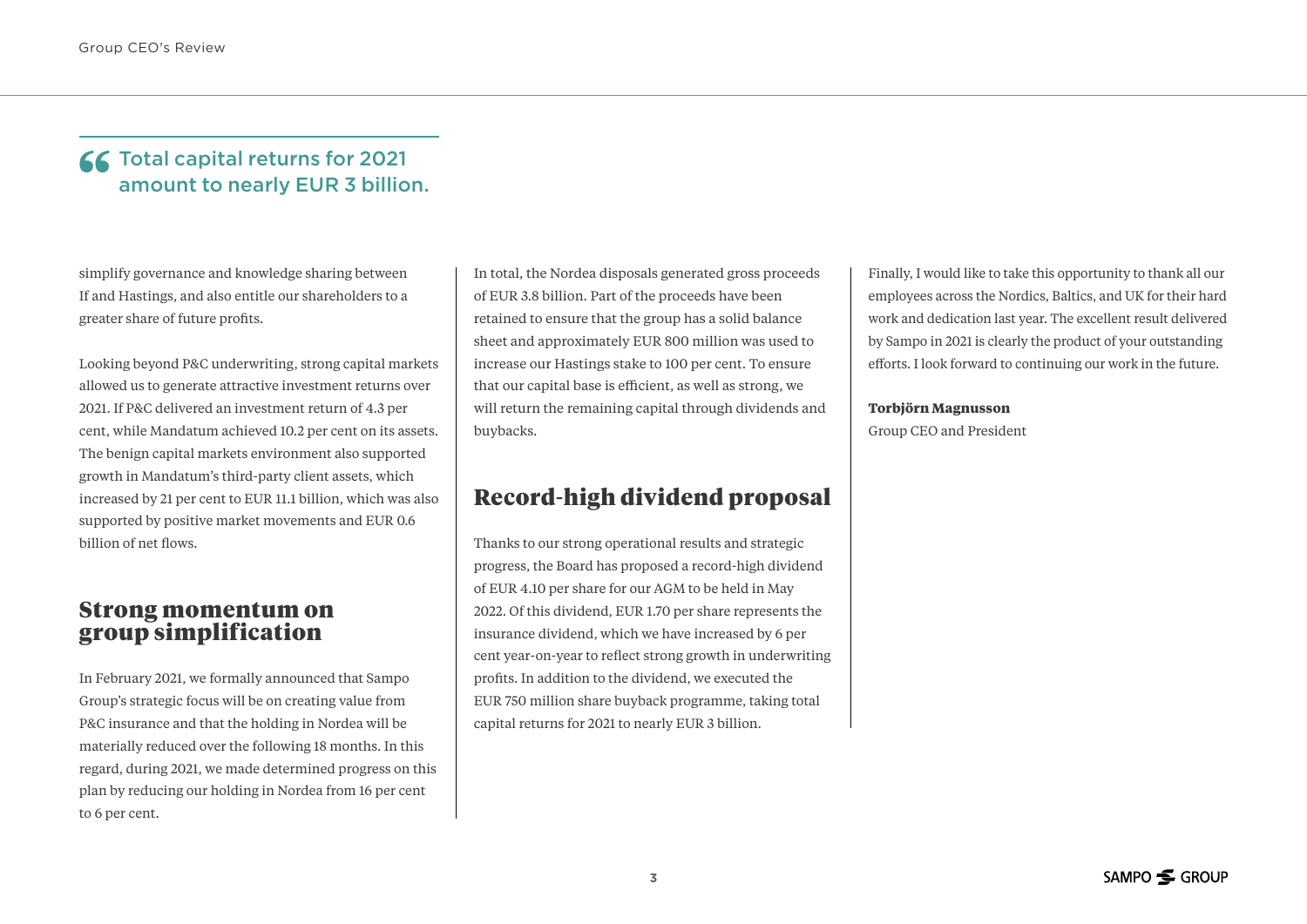> Total capital returns for 2021 amount to nearly EUR 3 billion.

simplify governance and knowledge sharing between If and Hastings, and also entitle our shareholders to a greater share of future profits.

Looking beyond P&C underwriting, strong capital markets allowed us to generate attractive investment returns over 2021. If P&C delivered an investment return of 4.3 per cent, while Mandatum achieved 10.2 per cent on its assets. The benign capital markets environment also supported growth in Mandatum's third-party client assets, which increased by 21 per cent to EUR 11.1 billion, which was also supported by positive market movements and EUR 0.6 billion of net flows.

## Strong momentum on group simplification

In February 2021, we formally announced that Sampo Group's strategic focus will be on creating value from P&C insurance and that the holding in Nordea will be materially reduced over the following 18 months. In this regard, during 2021, we made determined progress on this plan by reducing our holding in Nordea from 16 per cent to 6 per cent.

In total, the Nordea disposals generated gross proceeds of EUR 3.8 billion. Part of the proceeds have been retained to ensure that the group has a solid balance sheet and approximately EUR 800 million was used to increase our Hastings stake to 100 per cent. To ensure that our capital base is efficient, as well as strong, we will return the remaining capital through dividends and buybacks.

## Record-high dividend proposal

Thanks to our strong operational results and strategic progress, the Board has proposed a record-high dividend of EUR 4.10 per share for our AGM to be held in May 2022. Of this dividend, EUR 1.70 per share represents the insurance dividend, which we have increased by 6 per cent year-on-year to reflect strong growth in underwriting profits. In addition to the dividend, we executed the EUR 750 million share buyback programme, taking total capital returns for 2021 to nearly EUR 3 billion.

Finally, I would like to take this opportunity to thank all our employees across the Nordics, Baltics, and UK for their hard work and dedication last year. The excellent result delivered by Sampo in 2021 is clearly the product of your outstanding efforts. I look forward to continuing our work in the future.

**Torbjörn Magnusson**
Group CEO and President